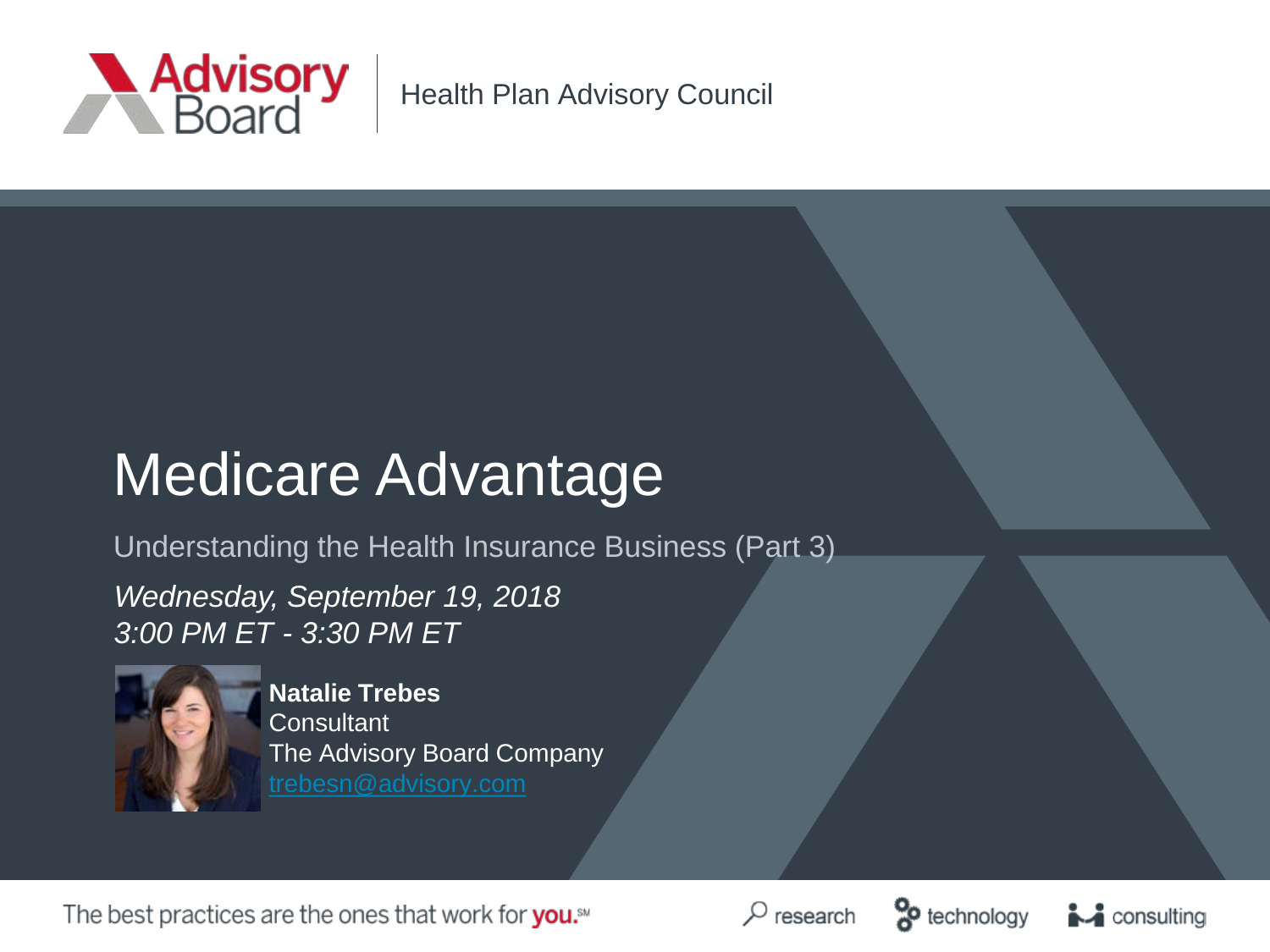Advisory Board | Health Plan Advisory Council

# Medicare Advantage

## Understanding the Health Insurance Business (Part 3)

*Wednesday, September 19, 2018*
*3:00 PM ET - 3:30 PM ET*

**Natalie Trebes**
Consultant
The Advisory Board Company
trebesn@advisory.com

The best practices are the ones that work for **you.**℠

research | technology | consulting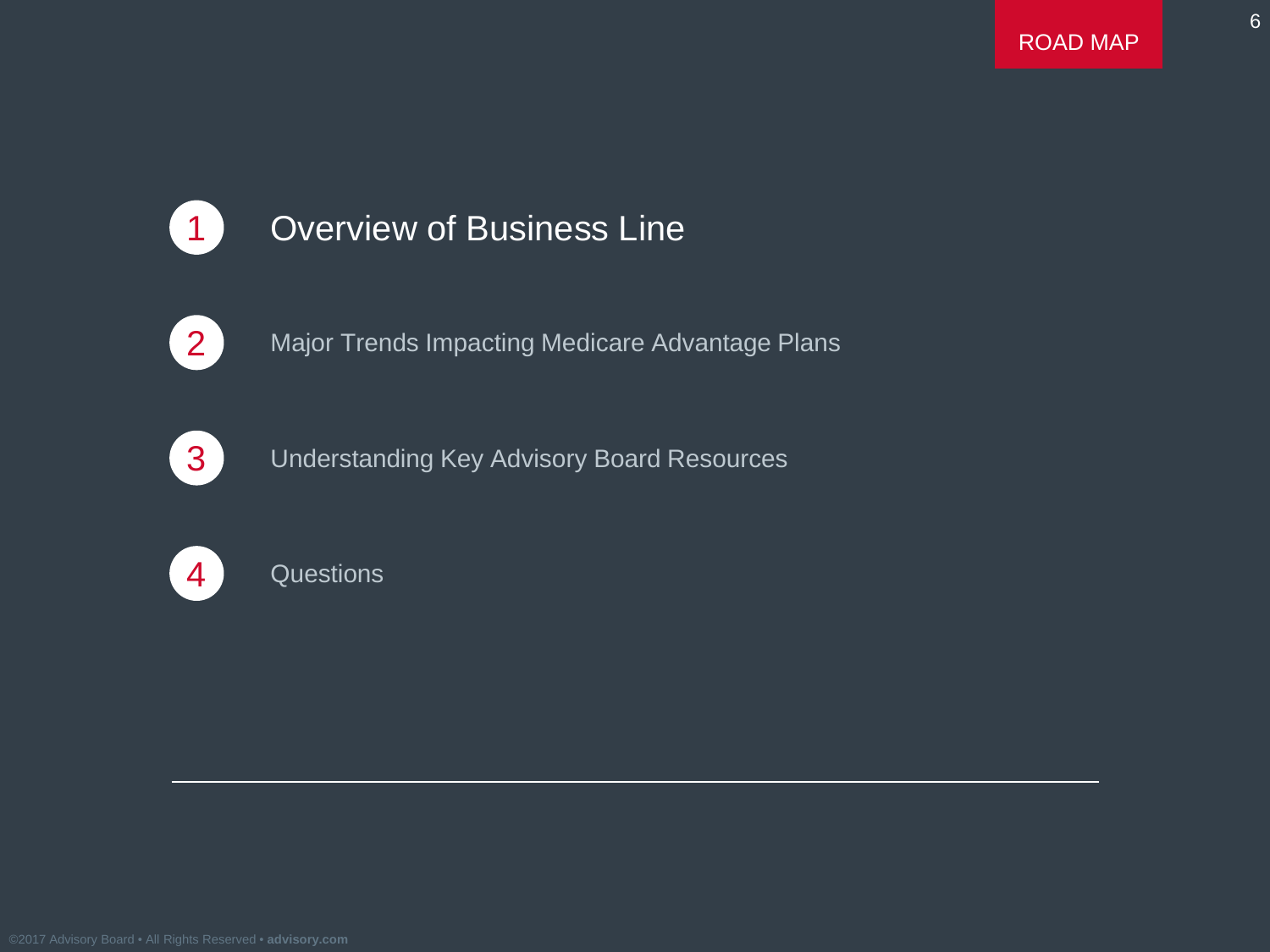ROAD MAP

1. **Overview of Business Line**
2. Major Trends Impacting Medicare Advantage Plans
3. Understanding Key Advisory Board Resources
4. Questions

©2017 Advisory Board • All Rights Reserved • **advisory.com**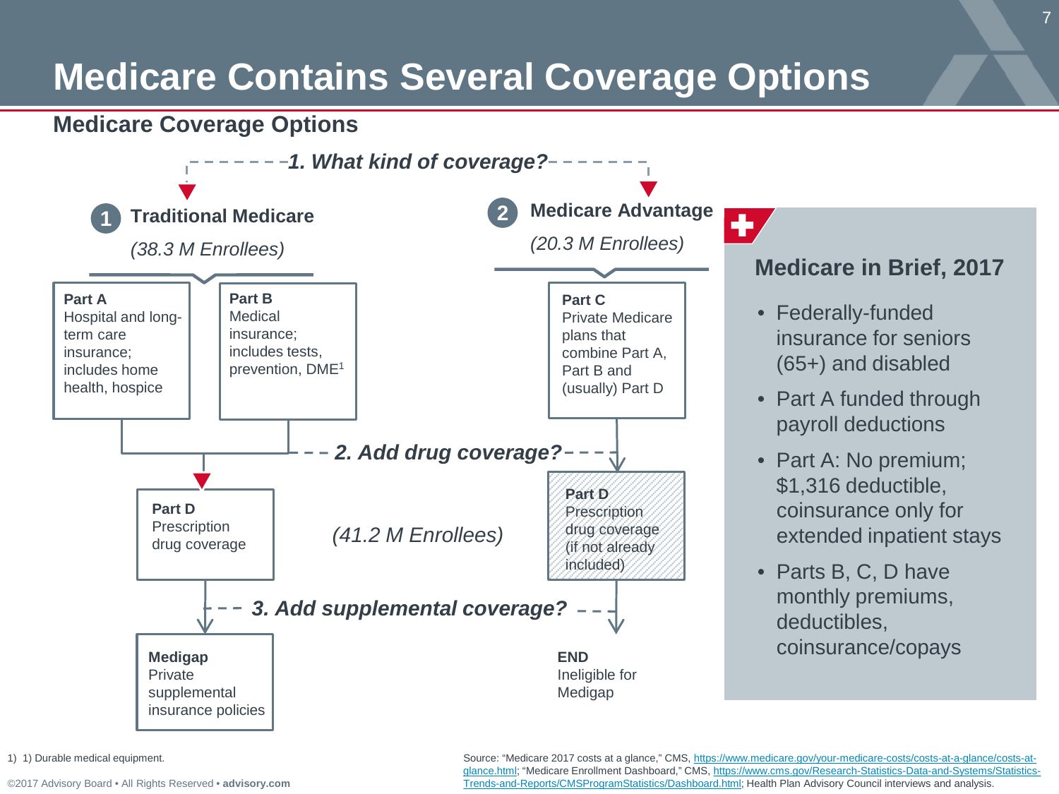# Medicare Contains Several Coverage Options

## Medicare Coverage Options

*1. What kind of coverage?*

**1 Traditional Medicare**

*(38.3 M Enrollees)*

**Part A**
Hospital and long-term care insurance; includes home health, hospice

**Part B**
Medical insurance; includes tests, prevention, DME[1]

**2 Medicare Advantage**

*(20.3 M Enrollees)*

**Part C**
Private Medicare plans that combine Part A, Part B and (usually) Part D

*2. Add drug coverage?*

**Part D**
Prescription drug coverage

*(41.2 M Enrollees)*

**Part D**
Prescription drug coverage (if not already included)

*3. Add supplemental coverage?*

**Medigap**
Private supplemental insurance policies

**END**
Ineligible for Medigap

### Medicare in Brief, 2017

- Federally-funded insurance for seniors (65+) and disabled
- Part A funded through payroll deductions
- Part A: No premium; $1,316 deductible, coinsurance only for extended inpatient stays
- Parts B, C, D have monthly premiums, deductibles, coinsurance/copays

1) 1) Durable medical equipment.

Source: "Medicare 2017 costs at a glance," CMS, https://www.medicare.gov/your-medicare-costs/costs-at-a-glance/costs-at-glance.html; "Medicare Enrollment Dashboard," CMS, https://www.cms.gov/Research-Statistics-Data-and-Systems/Statistics-Trends-and-Reports/CMSProgramStatistics/Dashboard.html; Health Plan Advisory Council interviews and analysis.

©2017 Advisory Board • All Rights Reserved • **advisory.com**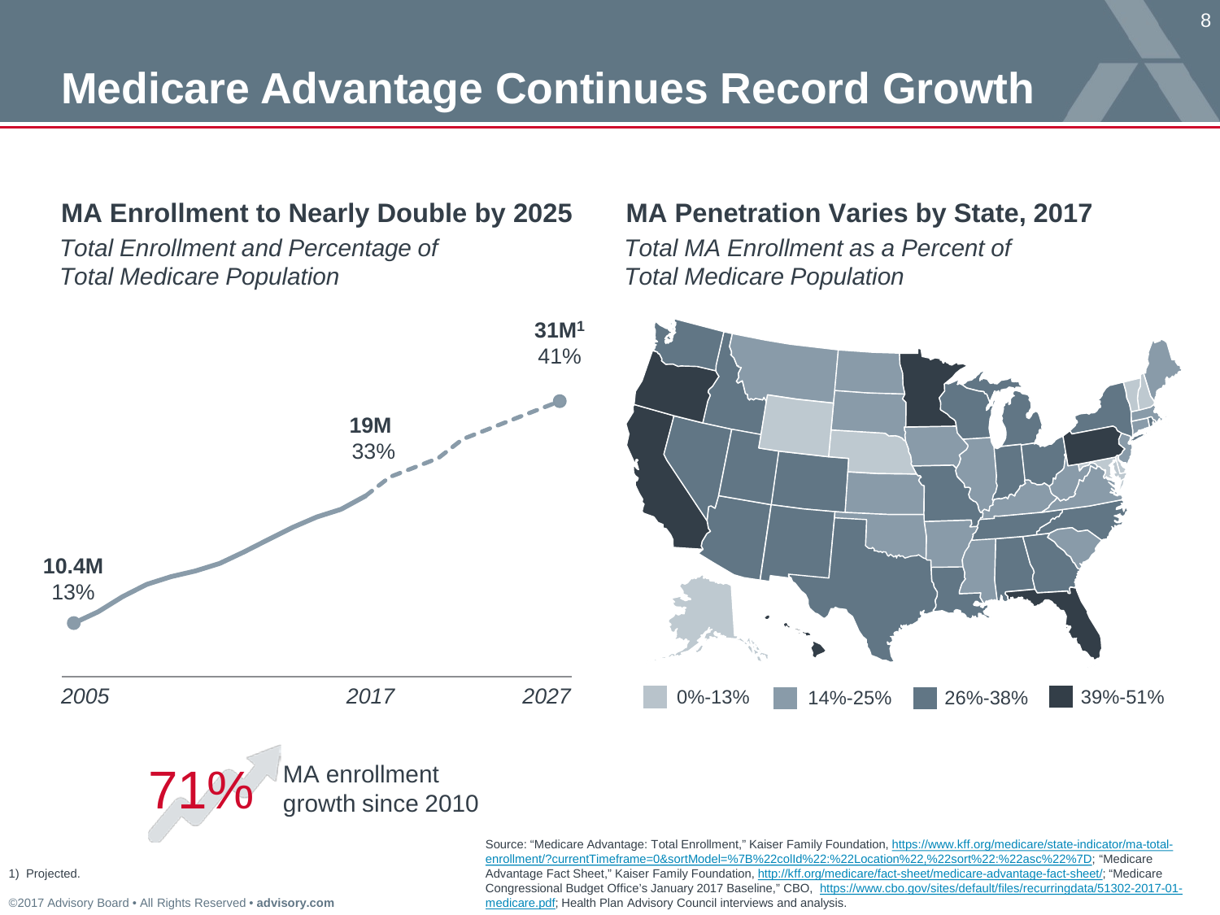# Medicare Advantage Continues Record Growth

## MA Enrollment to Nearly Double by 2025

*Total Enrollment and Percentage of Total Medicare Population*

| Year | Enrollment | Percentage |
| --- | --- | --- |
| 2005 | 10.4M | 13% |
| 2017 | 19M | 33% |
| 2027 | 31M[1] | 41% |

**71%** MA enrollment growth since 2010

## MA Penetration Varies by State, 2017

*Total MA Enrollment as a Percent of Total Medicare Population*

0%-13% | 14%-25% | 26%-38% | 39%-51%

1) Projected.

Source: "Medicare Advantage: Total Enrollment," Kaiser Family Foundation, https://www.kff.org/medicare/state-indicator/ma-total-enrollment/?currentTimeframe=0&sortModel=%7B%22colId%22:%22Location%22,%22sort%22:%22asc%22%7D; "Medicare Advantage Fact Sheet," Kaiser Family Foundation, http://kff.org/medicare/fact-sheet/medicare-advantage-fact-sheet/; "Medicare Congressional Budget Office's January 2017 Baseline," CBO, https://www.cbo.gov/sites/default/files/recurringdata/51302-2017-01-medicare.pdf; Health Plan Advisory Council interviews and analysis.

©2017 Advisory Board • All Rights Reserved • **advisory.com**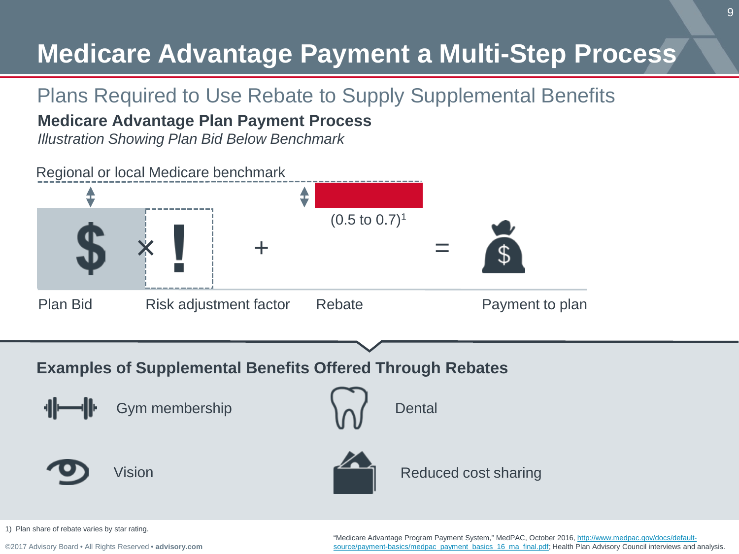# Medicare Advantage Payment a Multi-Step Process

## Plans Required to Use Rebate to Supply Supplemental Benefits

**Medicare Advantage Plan Payment Process**

*Illustration Showing Plan Bid Below Benchmark*

Regional or local Medicare benchmark

$ × ! + (0.5 to 0.7)[1] =

Plan Bid | Risk adjustment factor | Rebate | Payment to plan

### Examples of Supplemental Benefits Offered Through Rebates

- Gym membership
- Dental
- Vision
- Reduced cost sharing

1) Plan share of rebate varies by star rating.

"Medicare Advantage Program Payment System," MedPAC, October 2016, http://www.medpac.gov/docs/default-source/payment-basics/medpac_payment_basics_16_ma_final.pdf; Health Plan Advisory Council interviews and analysis.

©2017 Advisory Board • All Rights Reserved • **advisory.com**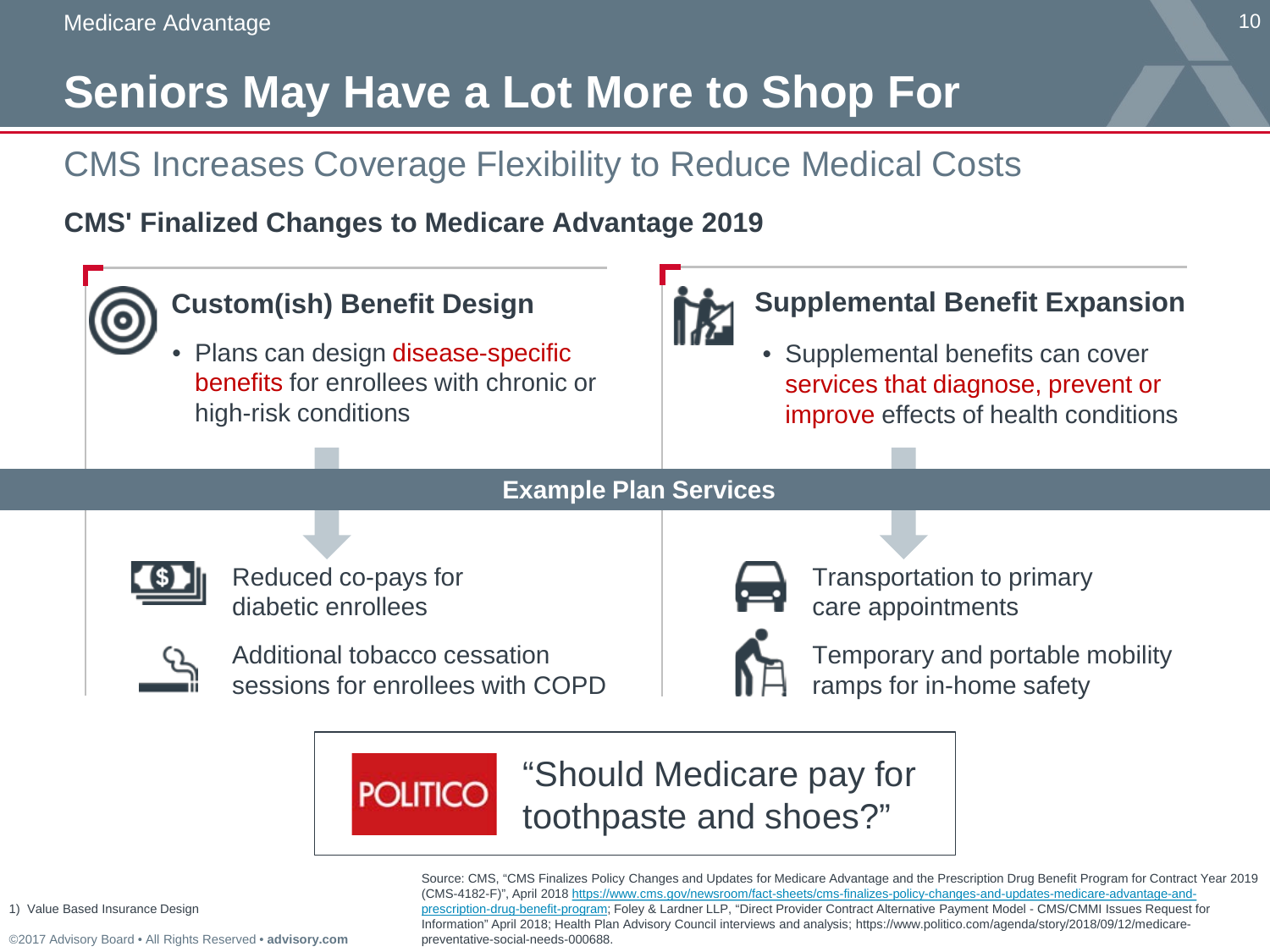# Seniors May Have a Lot More to Shop For

## CMS Increases Coverage Flexibility to Reduce Medical Costs

**CMS' Finalized Changes to Medicare Advantage 2019**

### Custom(ish) Benefit Design

- Plans can design disease-specific benefits for enrollees with chronic or high-risk conditions

### Supplemental Benefit Expansion

- Supplemental benefits can cover services that diagnose, prevent or improve effects of health conditions

**Example Plan Services**

- Reduced co-pays for diabetic enrollees
- Additional tobacco cessation sessions for enrollees with COPD
- Transportation to primary care appointments
- Temporary and portable mobility ramps for in-home safety

POLITICO: "Should Medicare pay for toothpaste and shoes?"

1) Value Based Insurance Design

Source: CMS, "CMS Finalizes Policy Changes and Updates for Medicare Advantage and the Prescription Drug Benefit Program for Contract Year 2019 (CMS-4182-F)", April 2018 https://www.cms.gov/newsroom/fact-sheets/cms-finalizes-policy-changes-and-updates-medicare-advantage-and-prescription-drug-benefit-program; Foley & Lardner LLP, "Direct Provider Contract Alternative Payment Model - CMS/CMMI Issues Request for Information" April 2018; Health Plan Advisory Council interviews and analysis; https://www.politico.com/agenda/story/2018/09/12/medicare-preventative-social-needs-000688.

©2017 Advisory Board • All Rights Reserved • **advisory.com**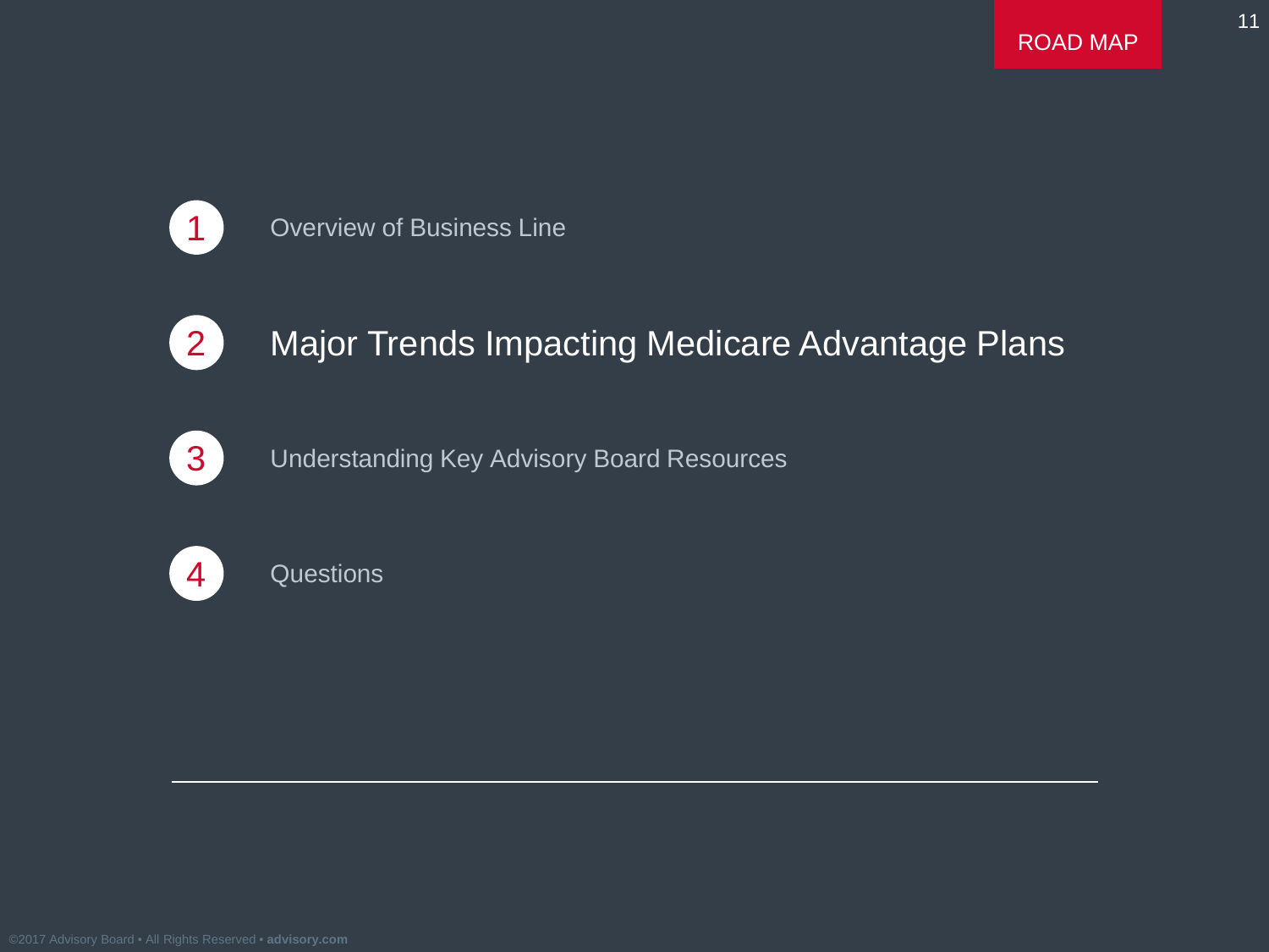# ROAD MAP

1. Overview of Business Line
2. **Major Trends Impacting Medicare Advantage Plans**
3. Understanding Key Advisory Board Resources
4. Questions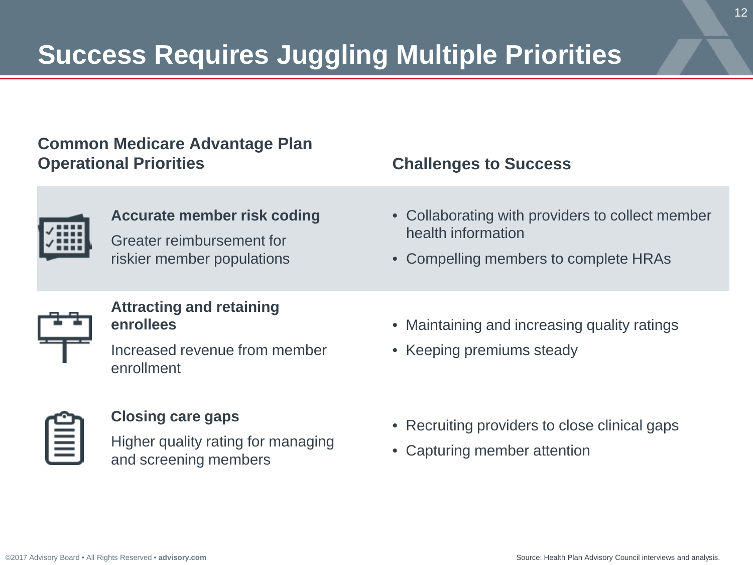# Success Requires Juggling Multiple Priorities

| Common Medicare Advantage Plan Operational Priorities | Challenges to Success |
| --- | --- |
| **Accurate member risk coding**<br>Greater reimbursement for riskier member populations | • Collaborating with providers to collect member health information<br>• Compelling members to complete HRAs |
| **Attracting and retaining enrollees**<br>Increased revenue from member enrollment | • Maintaining and increasing quality ratings<br>• Keeping premiums steady |
| **Closing care gaps**<br>Higher quality rating for managing and screening members | • Recruiting providers to close clinical gaps<br>• Capturing member attention |

Source: Health Plan Advisory Council interviews and analysis.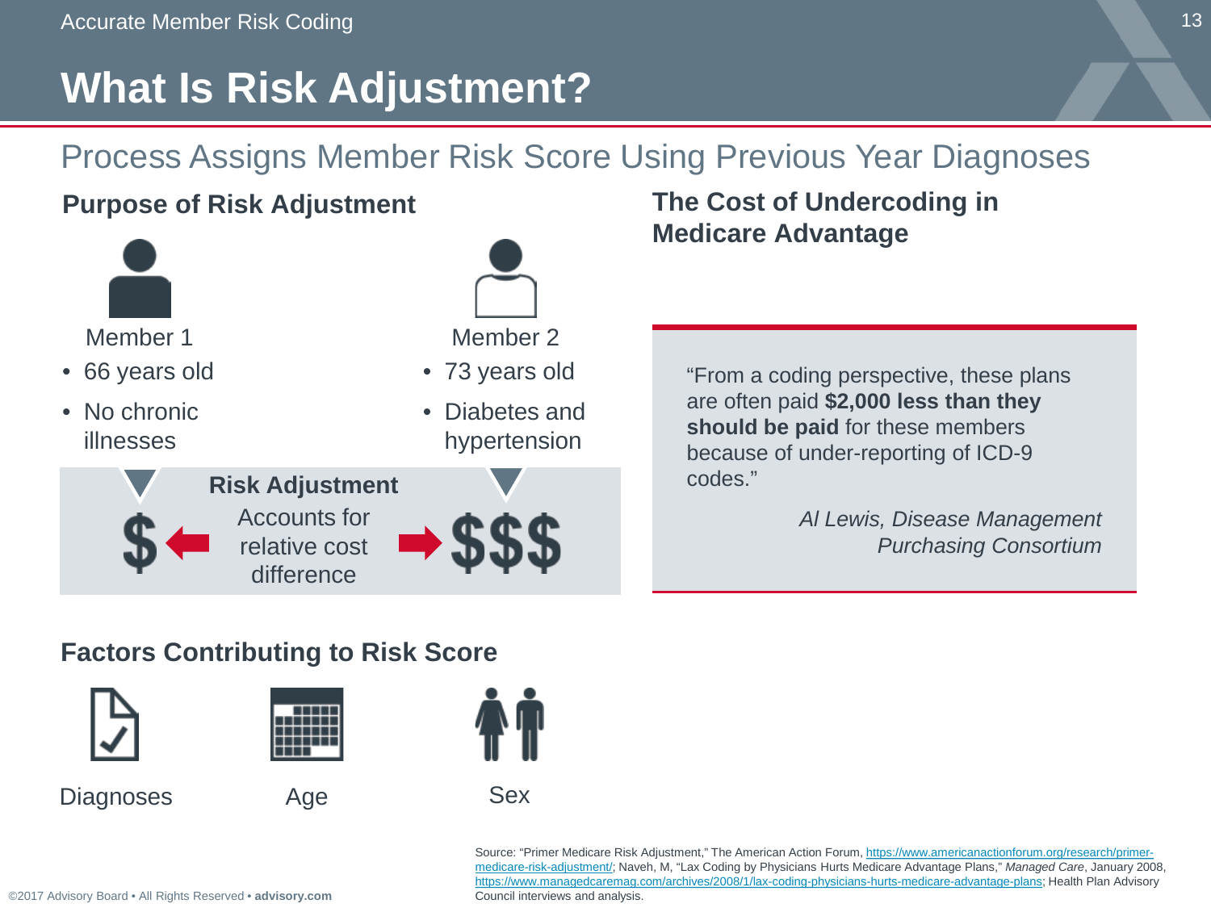# What Is Risk Adjustment?

## Process Assigns Member Risk Score Using Previous Year Diagnoses

### Purpose of Risk Adjustment

Member 1

- 66 years old
- No chronic illnesses

Member 2

- 73 years old
- Diabetes and hypertension

**Risk Adjustment**

$ ← Accounts for relative cost difference → $$$

### The Cost of Undercoding in Medicare Advantage

"From a coding perspective, these plans are often paid **$2,000 less than they should be paid** for these members because of under-reporting of ICD-9 codes."

*Al Lewis, Disease Management Purchasing Consortium*

### Factors Contributing to Risk Score

- Diagnoses
- Age
- Sex

Source: "Primer Medicare Risk Adjustment," The American Action Forum, https://www.americanactionforum.org/research/primer-medicare-risk-adjustment/; Naveh, M, "Lax Coding by Physicians Hurts Medicare Advantage Plans," *Managed Care*, January 2008, https://www.managedcaremag.com/archives/2008/1/lax-coding-physicians-hurts-medicare-advantage-plans; Health Plan Advisory Council interviews and analysis.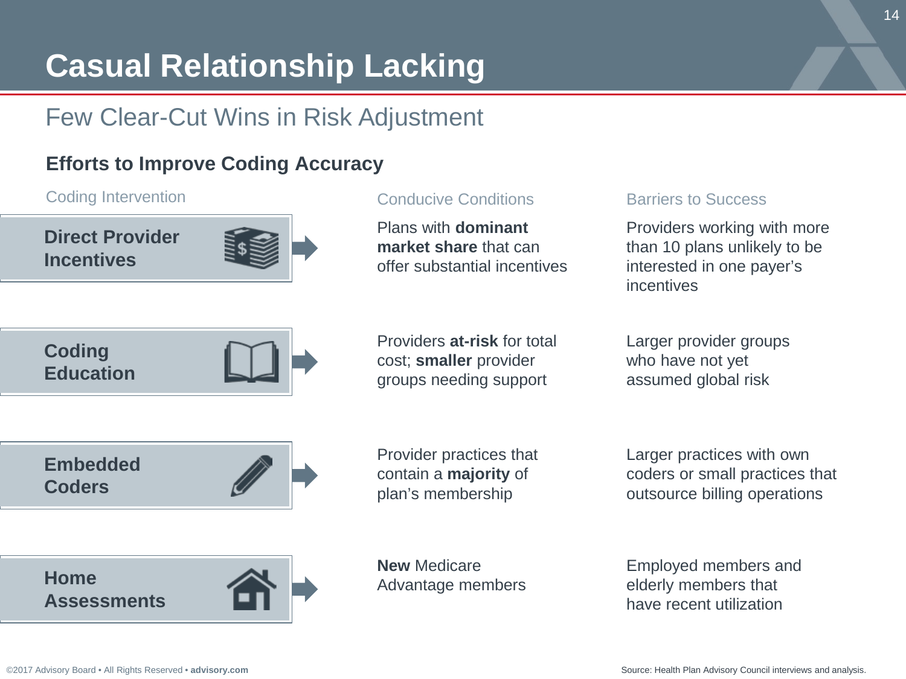# Casual Relationship Lacking

## Few Clear-Cut Wins in Risk Adjustment

### Efforts to Improve Coding Accuracy

| Coding Intervention | Conducive Conditions | Barriers to Success |
|---|---|---|
| **Direct Provider Incentives** | Plans with **dominant market share** that can offer substantial incentives | Providers working with more than 10 plans unlikely to be interested in one payer's incentives |
| **Coding Education** | Providers **at-risk** for total cost; **smaller** provider groups needing support | Larger provider groups who have not yet assumed global risk |
| **Embedded Coders** | Provider practices that contain a **majority** of plan's membership | Larger practices with own coders or small practices that outsource billing operations |
| **Home Assessments** | **New** Medicare Advantage members | Employed members and elderly members that have recent utilization |

Source: Health Plan Advisory Council interviews and analysis.

©2017 Advisory Board • All Rights Reserved • **advisory.com**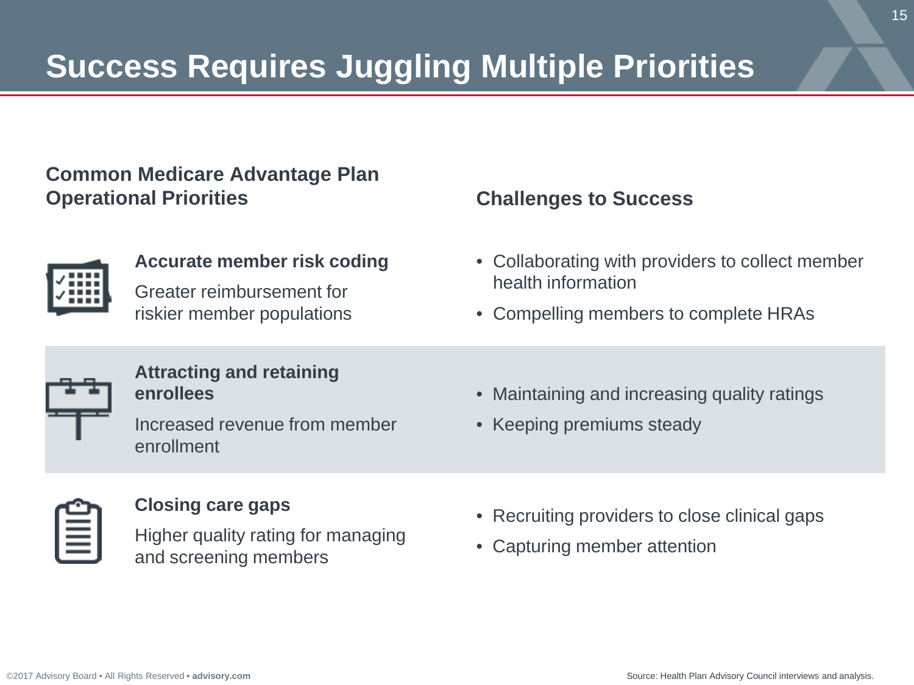# Success Requires Juggling Multiple Priorities

| Common Medicare Advantage Plan Operational Priorities | Challenges to Success |
|---|---|
| **Accurate member risk coding**<br>Greater reimbursement for riskier member populations | • Collaborating with providers to collect member health information<br>• Compelling members to complete HRAs |
| **Attracting and retaining enrollees**<br>Increased revenue from member enrollment | • Maintaining and increasing quality ratings<br>• Keeping premiums steady |
| **Closing care gaps**<br>Higher quality rating for managing and screening members | • Recruiting providers to close clinical gaps<br>• Capturing member attention |

Source: Health Plan Advisory Council interviews and analysis.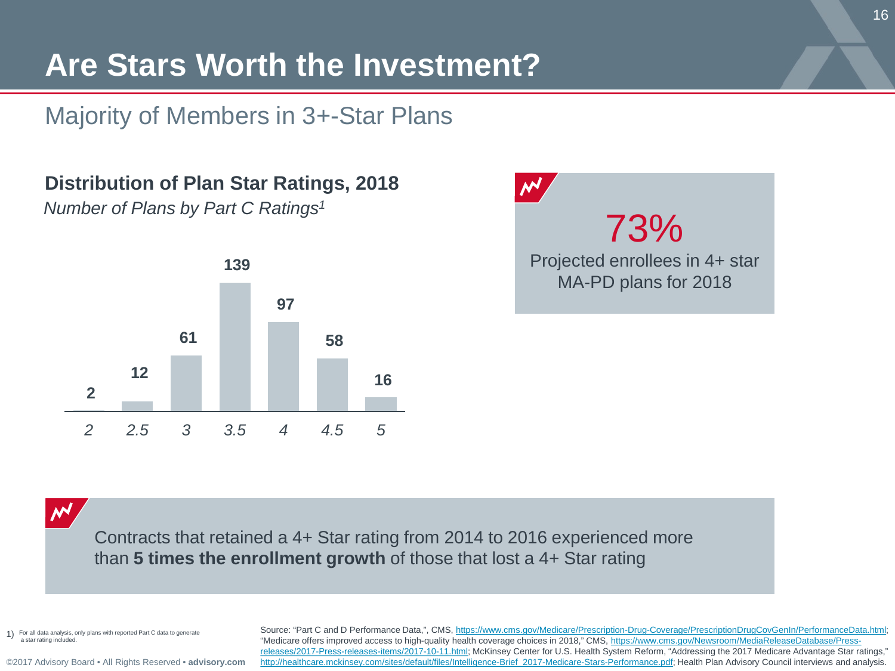# Are Stars Worth the Investment?

## Majority of Members in 3+-Star Plans

### Distribution of Plan Star Ratings, 2018

*Number of Plans by Part C Ratings[1]*

| Rating | Number of Plans |
| --- | --- |
| 2 | 2 |
| 2.5 | 12 |
| 3 | 61 |
| 3.5 | 139 |
| 4 | 97 |
| 4.5 | 58 |
| 5 | 16 |

**73%**

Projected enrollees in 4+ star MA-PD plans for 2018

Contracts that retained a 4+ Star rating from 2014 to 2016 experienced more than **5 times the enrollment growth** of those that lost a 4+ Star rating

1) For all data analysis, only plans with reported Part C data to generate a star rating included.

Source: "Part C and D Performance Data,", CMS, https://www.cms.gov/Medicare/Prescription-Drug-Coverage/PrescriptionDrugCovGenIn/PerformanceData.html; "Medicare offers improved access to high-quality health coverage choices in 2018," CMS, https://www.cms.gov/Newsroom/MediaReleaseDatabase/Press-releases/2017-Press-releases-items/2017-10-11.html; McKinsey Center for U.S. Health System Reform, "Addressing the 2017 Medicare Advantage Star ratings," http://healthcare.mckinsey.com/sites/default/files/Intelligence-Brief_2017-Medicare-Stars-Performance.pdf; Health Plan Advisory Council interviews and analysis.

©2017 Advisory Board • All Rights Reserved • **advisory.com**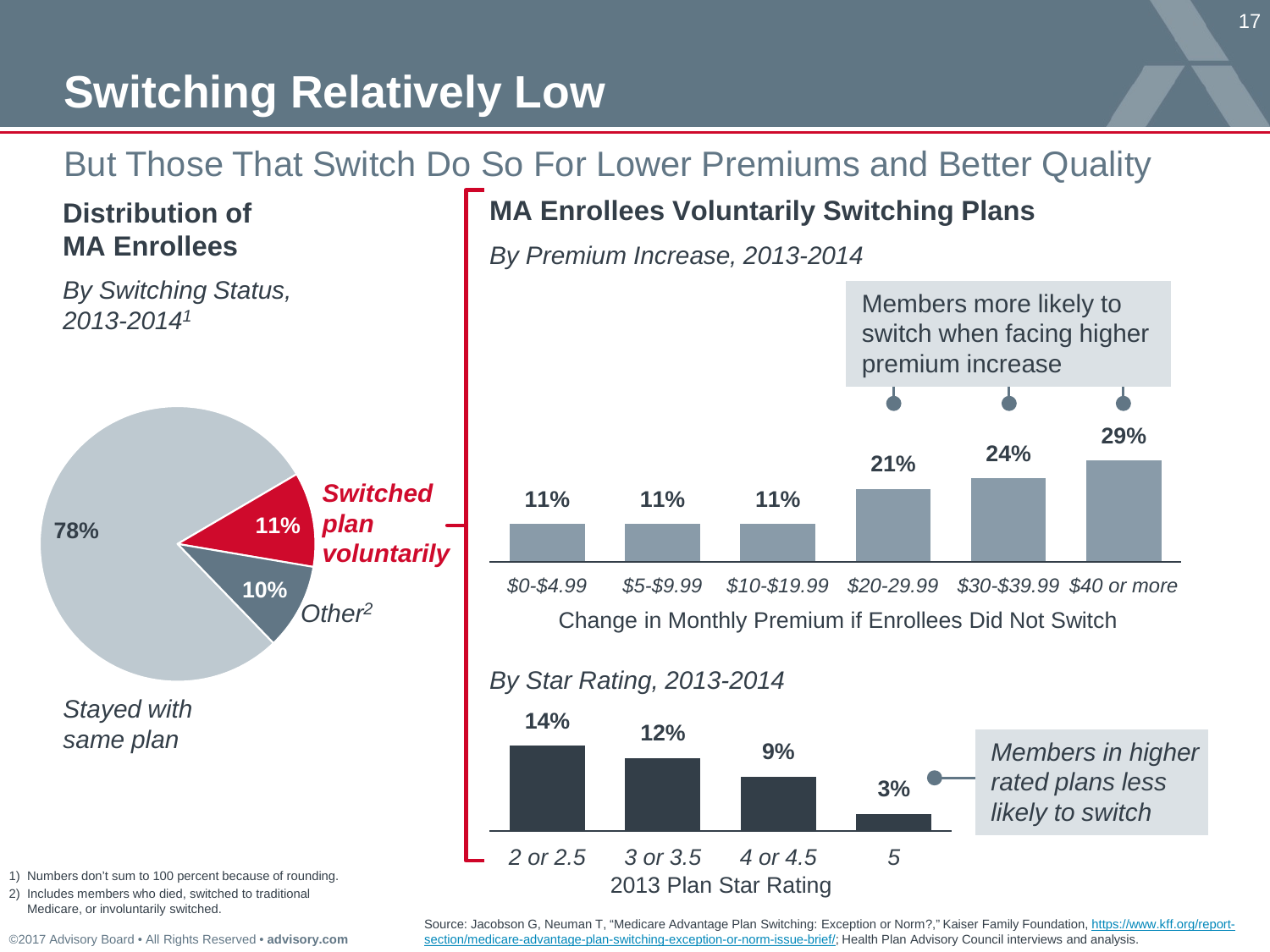# Switching Relatively Low

## But Those That Switch Do So For Lower Premiums and Better Quality

### Distribution of MA Enrollees

*By Switching Status, 2013-2014*[1]

| Switching Status | Share |
| --- | --- |
| *Stayed with same plan* | 78% |
| ***Switched plan voluntarily*** | 11% |
| *Other*[2] | 10% |

### MA Enrollees Voluntarily Switching Plans

*By Premium Increase, 2013-2014*

| Change in Monthly Premium if Enrollees Did Not Switch | Share Switching |
| --- | --- |
| *$0-$4.99* | 11% |
| *$5-$9.99* | 11% |
| *$10-$19.99* | 11% |
| *$20-29.99* | 21% |
| *$30-$39.99* | 24% |
| *$40 or more* | 29% |

Members more likely to switch when facing higher premium increase

*By Star Rating, 2013-2014*

| 2013 Plan Star Rating | Share Switching |
| --- | --- |
| *2 or 2.5* | 14% |
| *3 or 3.5* | 12% |
| *4 or 4.5* | 9% |
| *5* | 3% |

*Members in higher rated plans less likely to switch*

1) Numbers don't sum to 100 percent because of rounding.
2) Includes members who died, switched to traditional Medicare, or involuntarily switched.

Source: Jacobson G, Neuman T, "Medicare Advantage Plan Switching: Exception or Norm?," Kaiser Family Foundation, https://www.kff.org/report-section/medicare-advantage-plan-switching-exception-or-norm-issue-brief/; Health Plan Advisory Council interviews and analysis.

©2017 Advisory Board • All Rights Reserved • **advisory.com**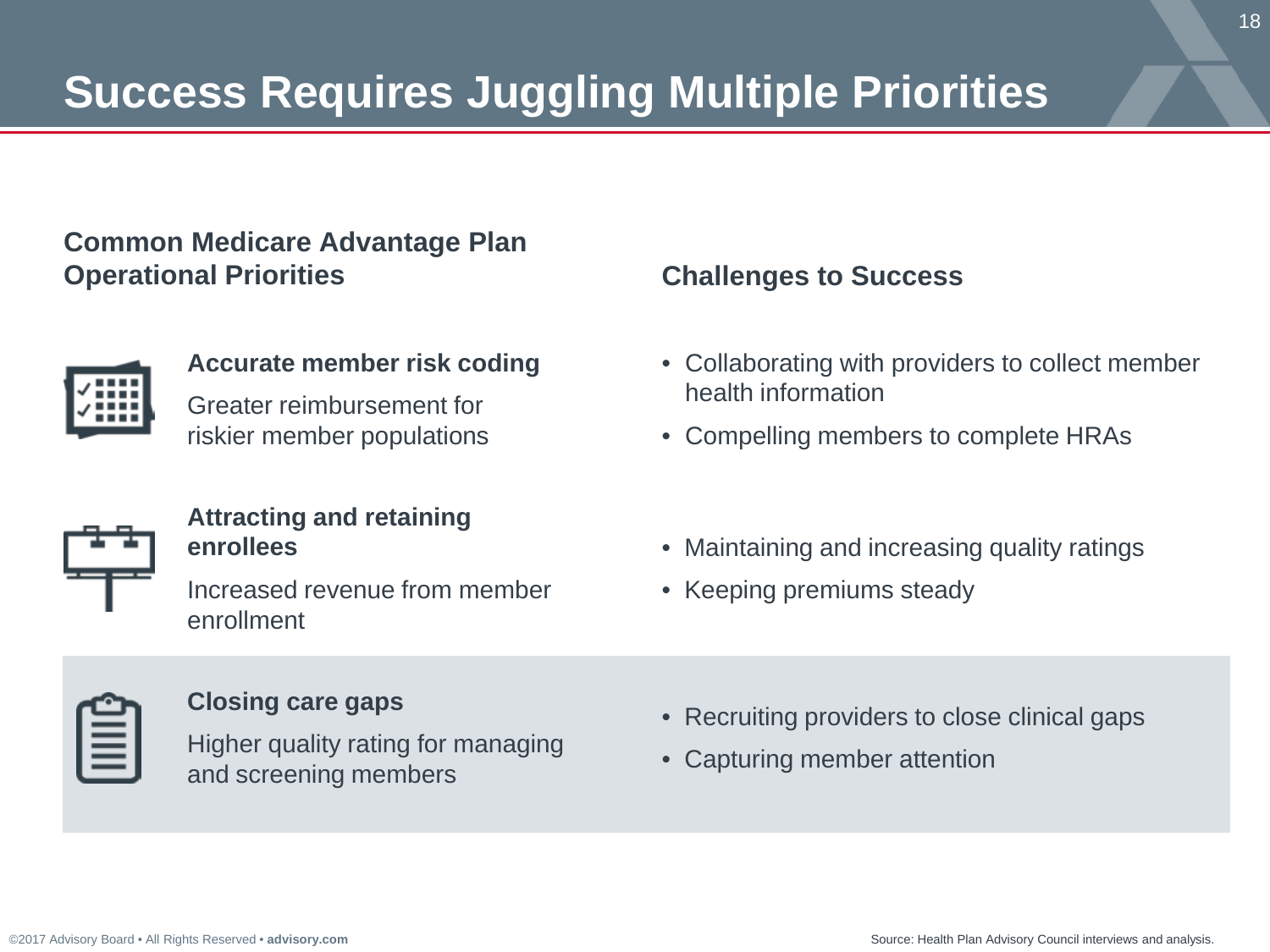# Success Requires Juggling Multiple Priorities

| Common Medicare Advantage Plan Operational Priorities | Challenges to Success |
|---|---|
| **Accurate member risk coding**<br>Greater reimbursement for riskier member populations | • Collaborating with providers to collect member health information<br>• Compelling members to complete HRAs |
| **Attracting and retaining enrollees**<br>Increased revenue from member enrollment | • Maintaining and increasing quality ratings<br>• Keeping premiums steady |
| **Closing care gaps**<br>Higher quality rating for managing and screening members | • Recruiting providers to close clinical gaps<br>• Capturing member attention |

©2017 Advisory Board • All Rights Reserved • **advisory.com**

Source: Health Plan Advisory Council interviews and analysis.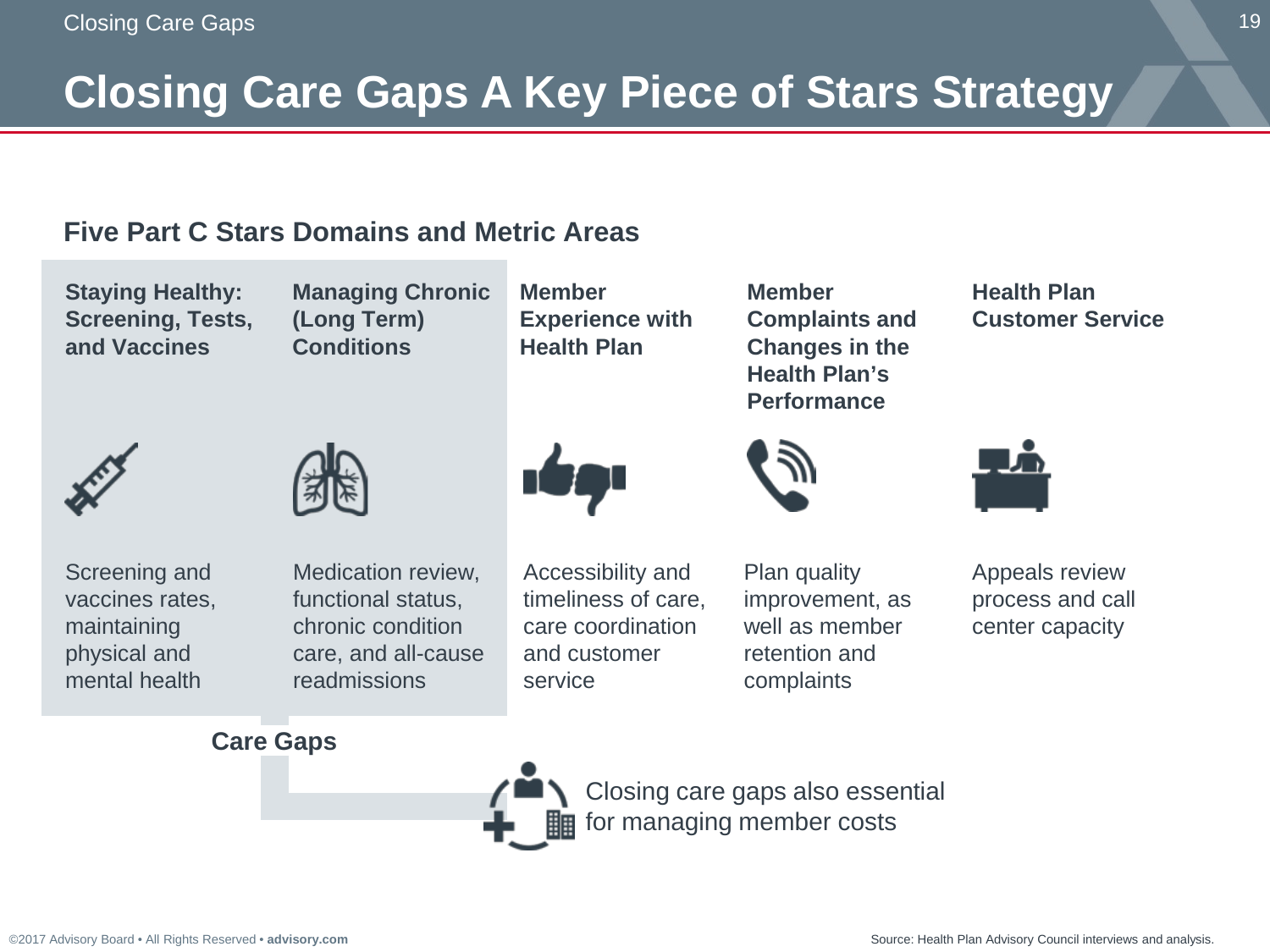# Closing Care Gaps A Key Piece of Stars Strategy

## Five Part C Stars Domains and Metric Areas

| Staying Healthy: Screening, Tests, and Vaccines | Managing Chronic (Long Term) Conditions | Member Experience with Health Plan | Member Complaints and Changes in the Health Plan's Performance | Health Plan Customer Service |
| --- | --- | --- | --- | --- |
| Screening and vaccines rates, maintaining physical and mental health | Medication review, functional status, chronic condition care, and all-cause readmissions | Accessibility and timeliness of care, care coordination and customer service | Plan quality improvement, as well as member retention and complaints | Appeals review process and call center capacity |

**Care Gaps**

Closing care gaps also essential for managing member costs

Source: Health Plan Advisory Council interviews and analysis.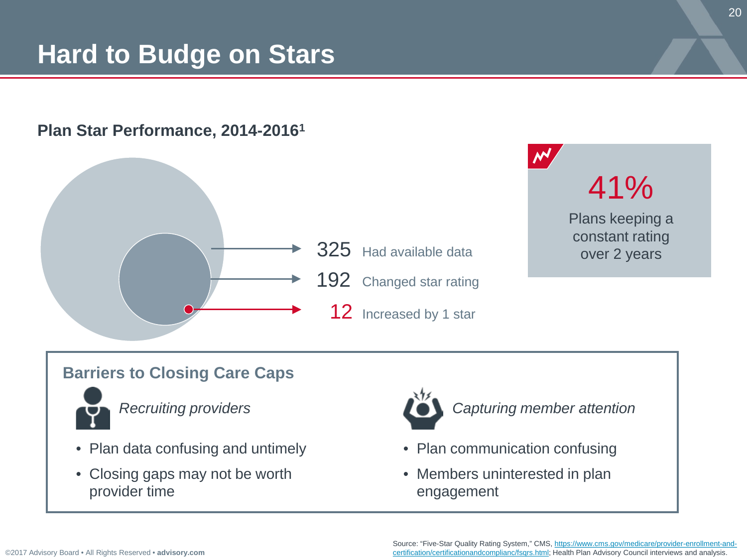# Hard to Budge on Stars

**Plan Star Performance, 2014-2016[1]**

325 Had available data

192 Changed star rating

12 Increased by 1 star

41%

Plans keeping a constant rating over 2 years

## Barriers to Closing Care Caps

*Recruiting providers*

- Plan data confusing and untimely
- Closing gaps may not be worth provider time

*Capturing member attention*

- Plan communication confusing
- Members uninterested in plan engagement

Source: "Five-Star Quality Rating System," CMS, https://www.cms.gov/medicare/provider-enrollment-and-certification/certificationandcomplianc/fsqrs.html; Health Plan Advisory Council interviews and analysis.

©2017 Advisory Board • All Rights Reserved • **advisory.com**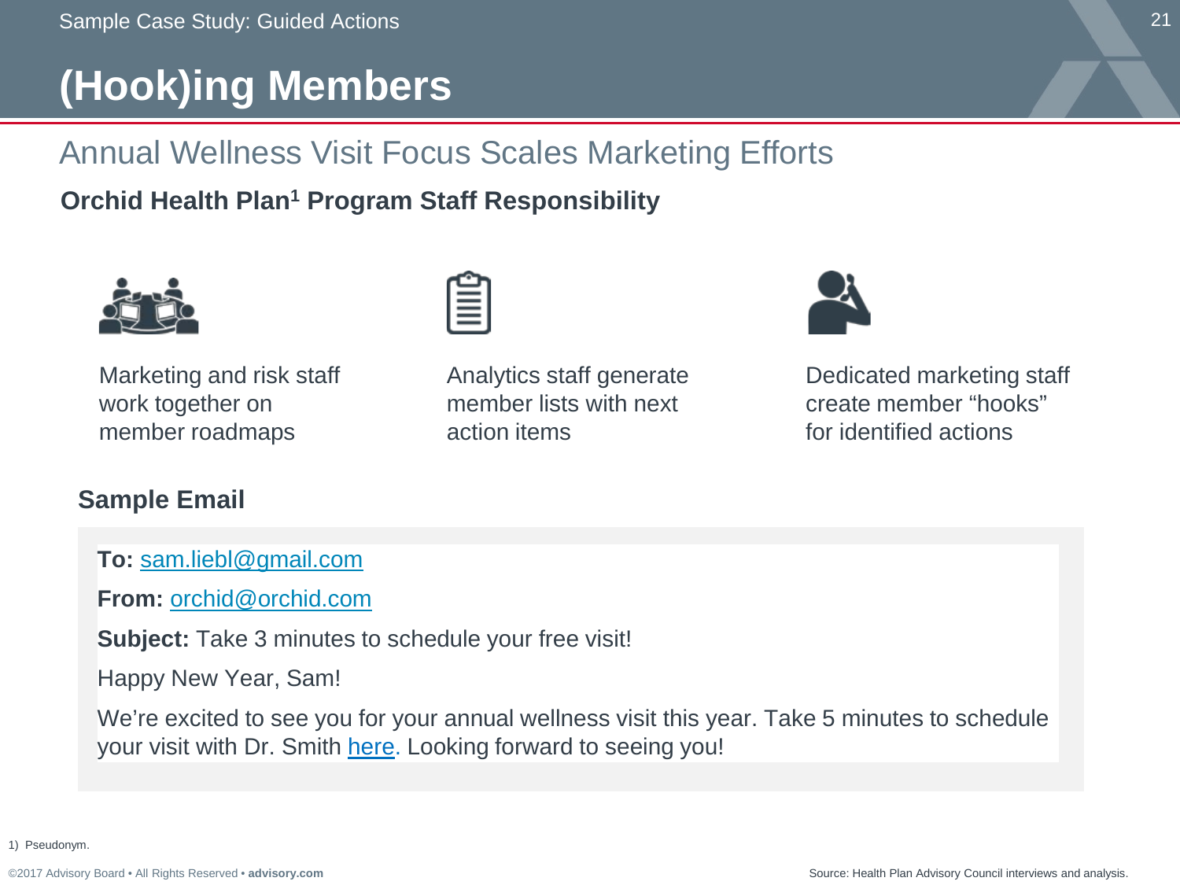# (Hook)ing Members

## Annual Wellness Visit Focus Scales Marketing Efforts

**Orchid Health Plan[1] Program Staff Responsibility**

Marketing and risk staff work together on member roadmaps

Analytics staff generate member lists with next action items

Dedicated marketing staff create member "hooks" for identified actions

### Sample Email

**To:** sam.liebl@gmail.com

**From:** orchid@orchid.com

**Subject:** Take 3 minutes to schedule your free visit!

Happy New Year, Sam!

We're excited to see you for your annual wellness visit this year. Take 5 minutes to schedule your visit with Dr. Smith here. Looking forward to seeing you!

1) Pseudonym.

Source: Health Plan Advisory Council interviews and analysis.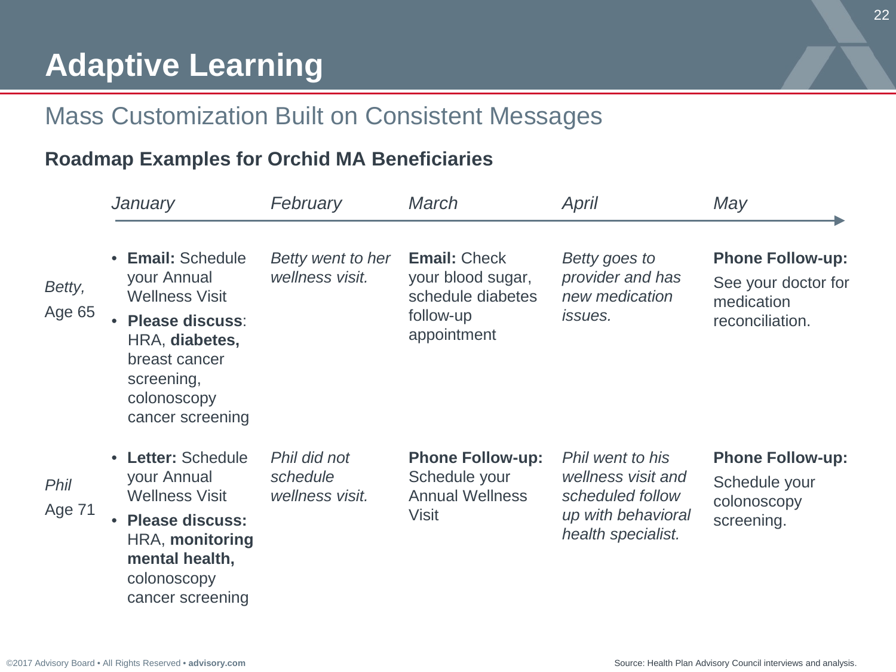# Adaptive Learning

## Mass Customization Built on Consistent Messages

### Roadmap Examples for Orchid MA Beneficiaries

| | *January* | *February* | *March* | *April* | *May* |
|---|---|---|---|---|---|
| *Betty,* Age 65 | • **Email:** Schedule your Annual Wellness Visit<br>• **Please discuss**: HRA, **diabetes,** breast cancer screening, colonoscopy cancer screening | *Betty went to her wellness visit.* | **Email:** Check your blood sugar, schedule diabetes follow-up appointment | *Betty goes to provider and has new medication issues.* | **Phone Follow-up:** See your doctor for medication reconciliation. |
| *Phil* Age 71 | • **Letter:** Schedule your Annual Wellness Visit<br>• **Please discuss:** HRA, **monitoring mental health,** colonoscopy cancer screening | *Phil did not schedule wellness visit.* | **Phone Follow-up:** Schedule your Annual Wellness Visit | *Phil went to his wellness visit and scheduled follow up with behavioral health specialist.* | **Phone Follow-up:** Schedule your colonoscopy screening. |

Source: Health Plan Advisory Council interviews and analysis.

©2017 Advisory Board • All Rights Reserved • **advisory.com**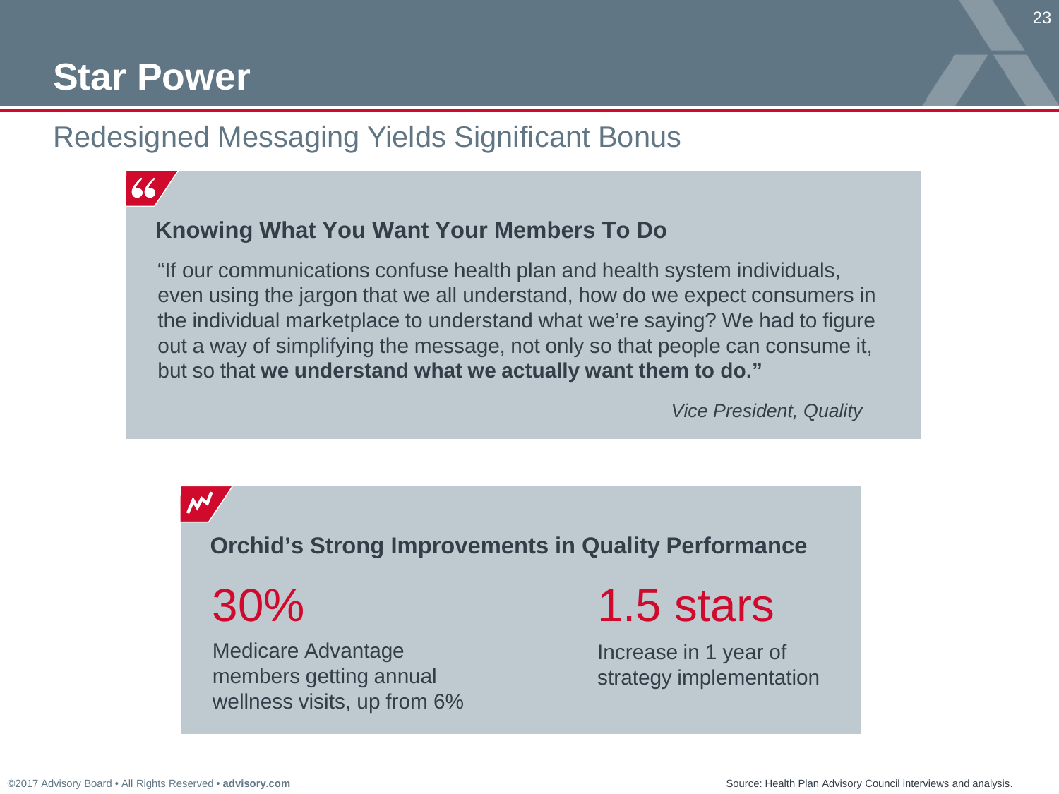# Star Power

## Redesigned Messaging Yields Significant Bonus

### Knowing What You Want Your Members To Do

"If our communications confuse health plan and health system individuals, even using the jargon that we all understand, how do we expect consumers in the individual marketplace to understand what we're saying? We had to figure out a way of simplifying the message, not only so that people can consume it, but so that **we understand what we actually want them to do."**

*Vice President, Quality*

### Orchid's Strong Improvements in Quality Performance

**30%**

Medicare Advantage members getting annual wellness visits, up from 6%

**1.5 stars**

Increase in 1 year of strategy implementation

Source: Health Plan Advisory Council interviews and analysis.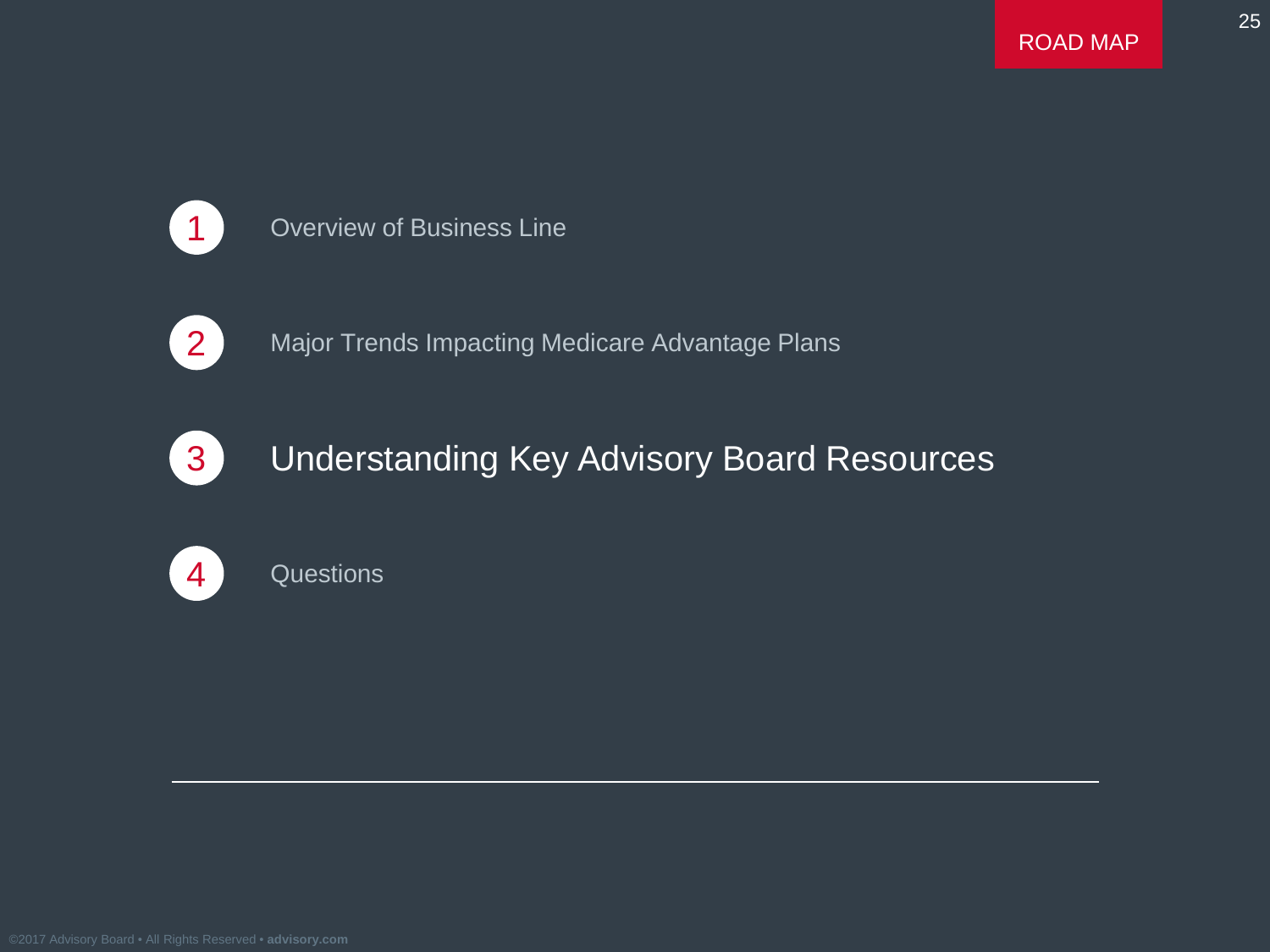ROAD MAP

1. Overview of Business Line
2. Major Trends Impacting Medicare Advantage Plans
3. **Understanding Key Advisory Board Resources**
4. Questions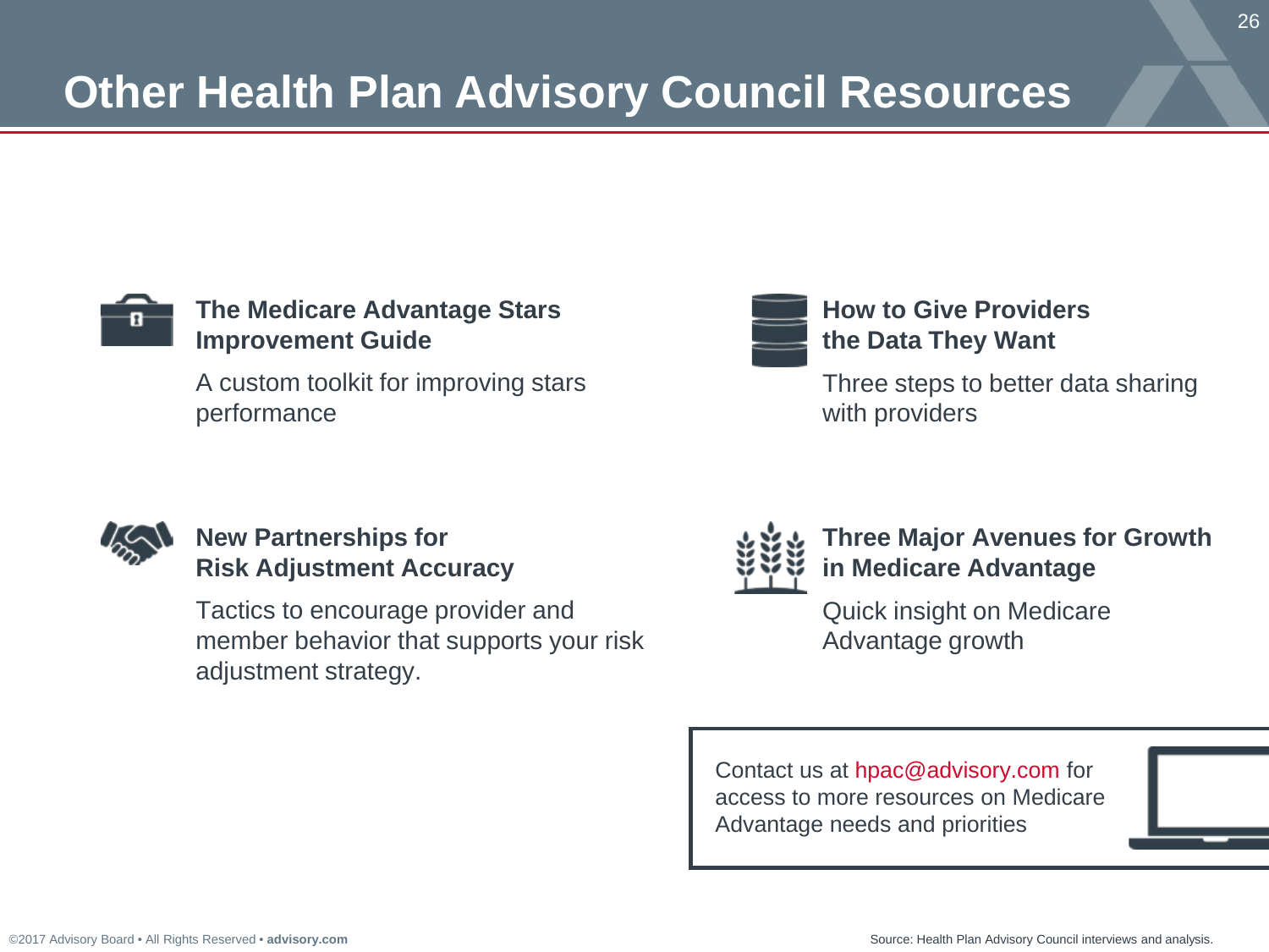# Other Health Plan Advisory Council Resources

**The Medicare Advantage Stars Improvement Guide**

A custom toolkit for improving stars performance

**How to Give Providers the Data They Want**

Three steps to better data sharing with providers

**New Partnerships for Risk Adjustment Accuracy**

Tactics to encourage provider and member behavior that supports your risk adjustment strategy.

**Three Major Avenues for Growth in Medicare Advantage**

Quick insight on Medicare Advantage growth

Contact us at hpac@advisory.com for access to more resources on Medicare Advantage needs and priorities

Source: Health Plan Advisory Council interviews and analysis.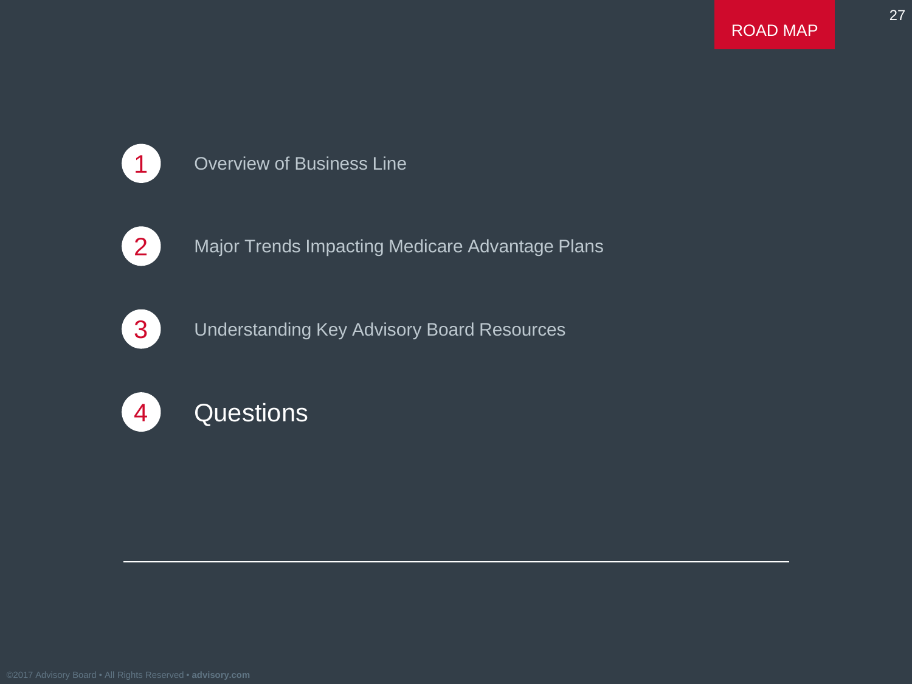ROAD MAP

1. Overview of Business Line

2. Major Trends Impacting Medicare Advantage Plans

3. Understanding Key Advisory Board Resources

4. **Questions**